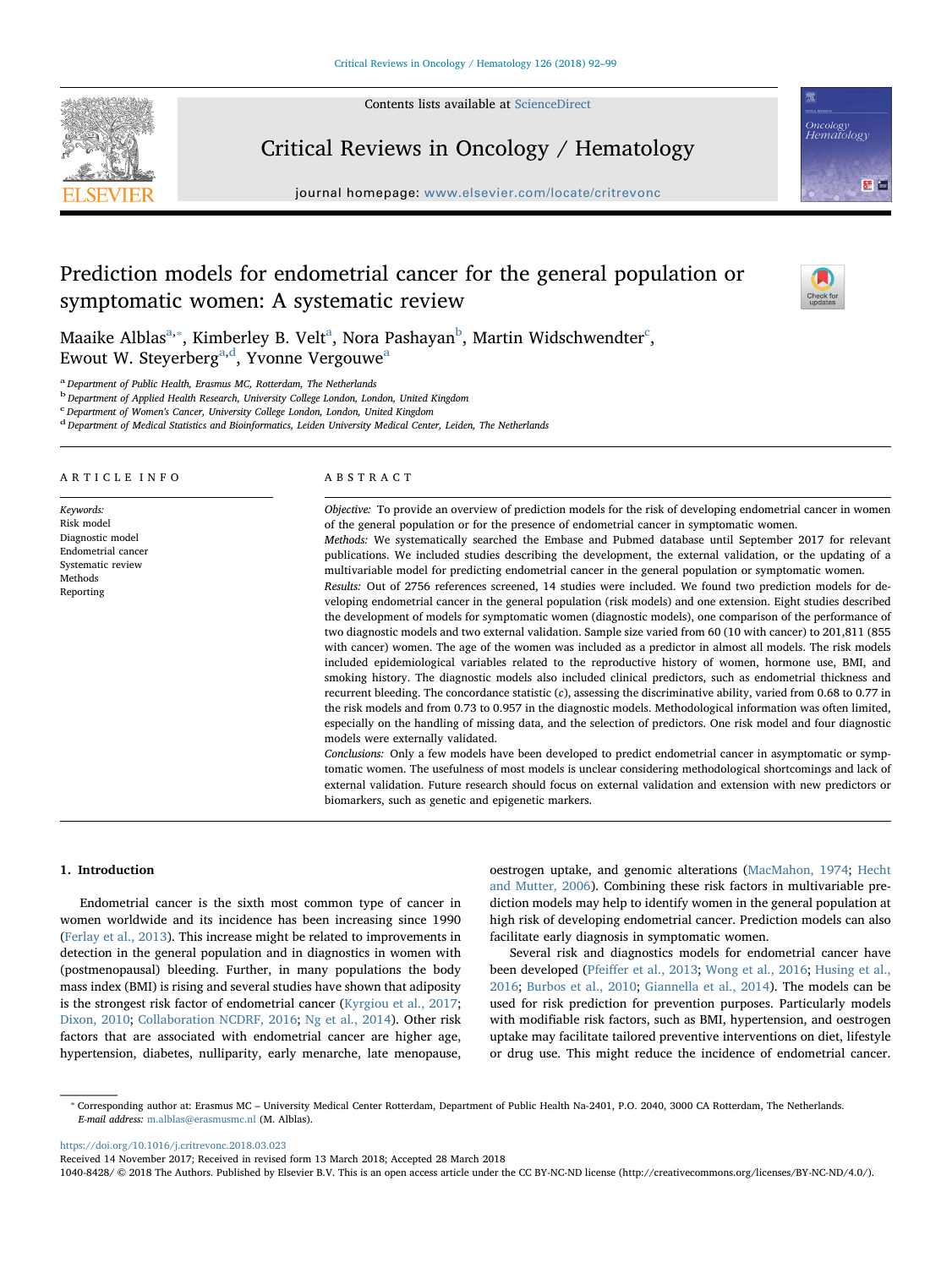Contents lists available at ScienceDirect

# Critical Reviews in Oncology / Hematology

journal homepage: www.elsevier.com/locate/critrevonc

# Prediction models for endometrial cancer for the general population or symptomatic women: A systematic review

Maaike Alblas[a,*], Kimberley B. Velt[a], Nora Pashayan[b], Martin Widschwendter[c], Ewout W. Steyerberg[a,d], Yvonne Vergouwe[a]

[a] Department of Public Health, Erasmus MC, Rotterdam, The Netherlands
[b] Department of Applied Health Research, University College London, London, United Kingdom
[c] Department of Women's Cancer, University College London, London, United Kingdom
[d] Department of Medical Statistics and Bioinformatics, Leiden University Medical Center, Leiden, The Netherlands

## ARTICLE INFO

*Keywords:*
Risk model
Diagnostic model
Endometrial cancer
Systematic review
Methods
Reporting

## ABSTRACT

*Objective:* To provide an overview of prediction models for the risk of developing endometrial cancer in women of the general population or for the presence of endometrial cancer in symptomatic women.

*Methods:* We systematically searched the Embase and Pubmed database until September 2017 for relevant publications. We included studies describing the development, the external validation, or the updating of a multivariable model for predicting endometrial cancer in the general population or symptomatic women.

*Results:* Out of 2756 references screened, 14 studies were included. We found two prediction models for developing endometrial cancer in the general population (risk models) and one extension. Eight studies described the development of models for symptomatic women (diagnostic models), one comparison of the performance of two diagnostic models and two external validation. Sample size varied from 60 (10 with cancer) to 201,811 (855 with cancer) women. The age of the women was included as a predictor in almost all models. The risk models included epidemiological variables related to the reproductive history of women, hormone use, BMI, and smoking history. The diagnostic models also included clinical predictors, such as endometrial thickness and recurrent bleeding. The concordance statistic (*c*), assessing the discriminative ability, varied from 0.68 to 0.77 in the risk models and from 0.73 to 0.957 in the diagnostic models. Methodological information was often limited, especially on the handling of missing data, and the selection of predictors. One risk model and four diagnostic models were externally validated.

*Conclusions:* Only a few models have been developed to predict endometrial cancer in asymptomatic or symptomatic women. The usefulness of most models is unclear considering methodological shortcomings and lack of external validation. Future research should focus on external validation and extension with new predictors or biomarkers, such as genetic and epigenetic markers.

## 1. Introduction

Endometrial cancer is the sixth most common type of cancer in women worldwide and its incidence has been increasing since 1990 (Ferlay et al., 2013). This increase might be related to improvements in detection in the general population and in diagnostics in women with (postmenopausal) bleeding. Further, in many populations the body mass index (BMI) is rising and several studies have shown that adiposity is the strongest risk factor of endometrial cancer (Kyrgiou et al., 2017; Dixon, 2010; Collaboration NCDRF, 2016; Ng et al., 2014). Other risk factors that are associated with endometrial cancer are higher age, hypertension, diabetes, nulliparity, early menarche, late menopause, oestrogen uptake, and genomic alterations (MacMahon, 1974; Hecht and Mutter, 2006). Combining these risk factors in multivariable prediction models may help to identify women in the general population at high risk of developing endometrial cancer. Prediction models can also facilitate early diagnosis in symptomatic women.

Several risk and diagnostics models for endometrial cancer have been developed (Pfeiffer et al., 2013; Wong et al., 2016; Husing et al., 2016; Burbos et al., 2010; Giannella et al., 2014). The models can be used for risk prediction for prevention purposes. Particularly models with modifiable risk factors, such as BMI, hypertension, and oestrogen uptake may facilitate tailored preventive interventions on diet, lifestyle or drug use. This might reduce the incidence of endometrial cancer.

---

* Corresponding author at: Erasmus MC – University Medical Center Rotterdam, Department of Public Health Na-2401, P.O. 2040, 3000 CA Rotterdam, The Netherlands.
*E-mail address:* m.alblas@erasmusmc.nl (M. Alblas).

https://doi.org/10.1016/j.critrevonc.2018.03.023
Received 14 November 2017; Received in revised form 13 March 2018; Accepted 28 March 2018
1040-8428/ © 2018 The Authors. Published by Elsevier B.V. This is an open access article under the CC BY-NC-ND license (http://creativecommons.org/licenses/BY-NC-ND/4.0/).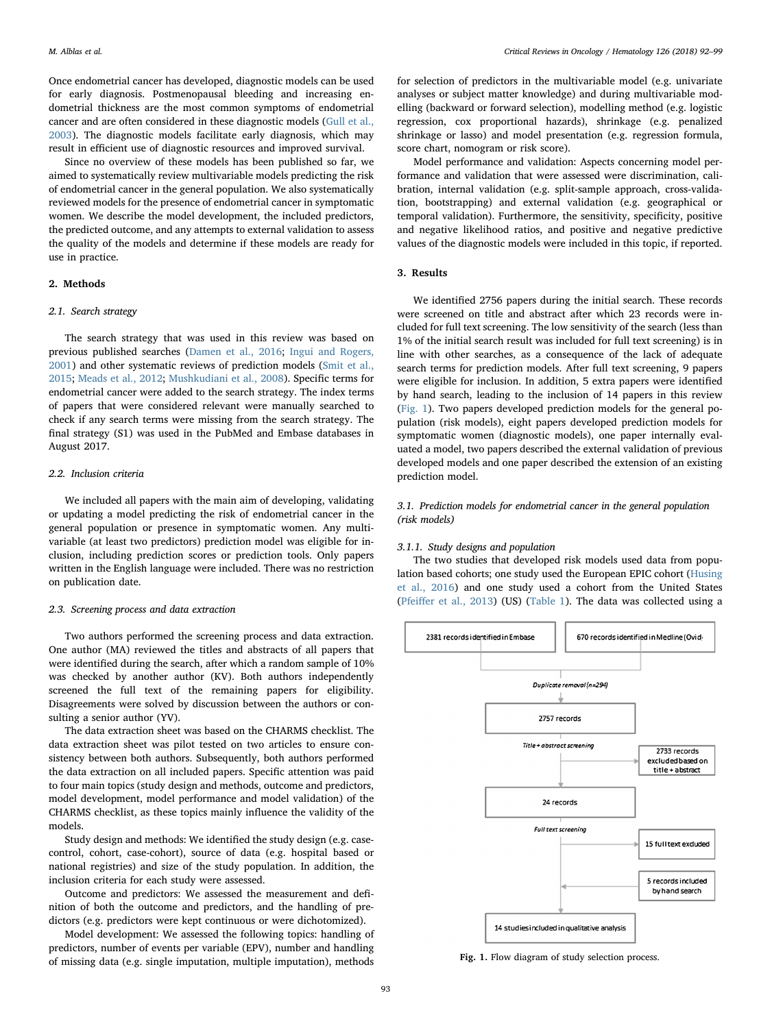Once endometrial cancer has developed, diagnostic models can be used for early diagnosis. Postmenopausal bleeding and increasing endometrial thickness are the most common symptoms of endometrial cancer and are often considered in these diagnostic models (Gull et al., 2003). The diagnostic models facilitate early diagnosis, which may result in efficient use of diagnostic resources and improved survival.

Since no overview of these models has been published so far, we aimed to systematically review multivariable models predicting the risk of endometrial cancer in the general population. We also systematically reviewed models for the presence of endometrial cancer in symptomatic women. We describe the model development, the included predictors, the predicted outcome, and any attempts to external validation to assess the quality of the models and determine if these models are ready for use in practice.

## 2. Methods

### 2.1. Search strategy

The search strategy that was used in this review was based on previous published searches (Damen et al., 2016; Ingui and Rogers, 2001) and other systematic reviews of prediction models (Smit et al., 2015; Meads et al., 2012; Mushkudiani et al., 2008). Specific terms for endometrial cancer were added to the search strategy. The index terms of papers that were considered relevant were manually searched to check if any search terms were missing from the search strategy. The final strategy (S1) was used in the PubMed and Embase databases in August 2017.

### 2.2. Inclusion criteria

We included all papers with the main aim of developing, validating or updating a model predicting the risk of endometrial cancer in the general population or presence in symptomatic women. Any multivariable (at least two predictors) prediction model was eligible for inclusion, including prediction scores or prediction tools. Only papers written in the English language were included. There was no restriction on publication date.

### 2.3. Screening process and data extraction

Two authors performed the screening process and data extraction. One author (MA) reviewed the titles and abstracts of all papers that were identified during the search, after which a random sample of 10% was checked by another author (KV). Both authors independently screened the full text of the remaining papers for eligibility. Disagreements were solved by discussion between the authors or consulting a senior author (YV).

The data extraction sheet was based on the CHARMS checklist. The data extraction sheet was pilot tested on two articles to ensure consistency between both authors. Subsequently, both authors performed the data extraction on all included papers. Specific attention was paid to four main topics (study design and methods, outcome and predictors, model development, model performance and model validation) of the CHARMS checklist, as these topics mainly influence the validity of the models.

Study design and methods: We identified the study design (e.g. case-control, cohort, case-cohort), source of data (e.g. hospital based or national registries) and size of the study population. In addition, the inclusion criteria for each study were assessed.

Outcome and predictors: We assessed the measurement and definition of both the outcome and predictors, and the handling of predictors (e.g. predictors were kept continuous or were dichotomized).

Model development: We assessed the following topics: handling of predictors, number of events per variable (EPV), number and handling of missing data (e.g. single imputation, multiple imputation), methods for selection of predictors in the multivariable model (e.g. univariate analyses or subject matter knowledge) and during multivariable modelling (backward or forward selection), modelling method (e.g. logistic regression, cox proportional hazards), shrinkage (e.g. penalized shrinkage or lasso) and model presentation (e.g. regression formula, score chart, nomogram or risk score).

Model performance and validation: Aspects concerning model performance and validation that were assessed were discrimination, calibration, internal validation (e.g. split-sample approach, cross-validation, bootstrapping) and external validation (e.g. geographical or temporal validation). Furthermore, the sensitivity, specificity, positive and negative likelihood ratios, and positive and negative predictive values of the diagnostic models were included in this topic, if reported.

## 3. Results

We identified 2756 papers during the initial search. These records were screened on title and abstract after which 23 records were included for full text screening. The low sensitivity of the search (less than 1% of the initial search result was included for full text screening) is in line with other searches, as a consequence of the lack of adequate search terms for prediction models. After full text screening, 9 papers were eligible for inclusion. In addition, 5 extra papers were identified by hand search, leading to the inclusion of 14 papers in this review (Fig. 1). Two papers developed prediction models for the general population (risk models), eight papers developed prediction models for symptomatic women (diagnostic models), one paper internally evaluated a model, two papers described the external validation of previous developed models and one paper described the extension of an existing prediction model.

### 3.1. Prediction models for endometrial cancer in the general population (risk models)

#### 3.1.1. Study designs and population

The two studies that developed risk models used data from population based cohorts; one study used the European EPIC cohort (Husing et al., 2016) and one study used a cohort from the United States (Pfeiffer et al., 2013) (US) (Table 1). The data was collected using a

2381 records identified in Embase | 670 records identified in Medline (Ovid)

Duplicate removal (n=294)

2757 records

Title + abstract screening → 2733 records excluded based on title + abstract

24 records

Full text screening → 15 full text excluded

5 records included by hand search

14 studies included in qualitative analysis

**Fig. 1.** Flow diagram of study selection process.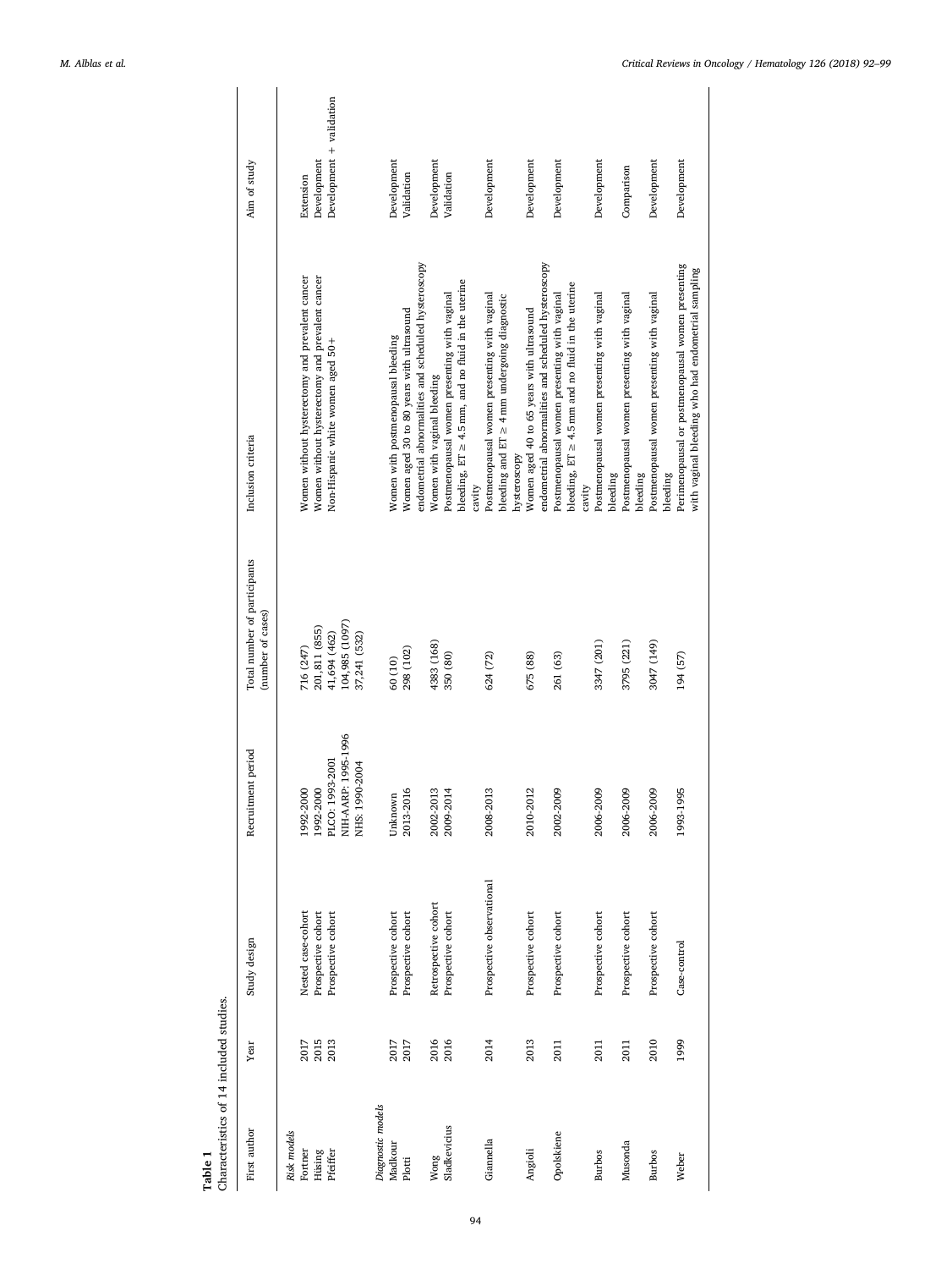**Table 1**
Characteristics of 14 included studies.

| First author | Year | Study design | Recruitment period | Total number of participants (number of cases) | Inclusion criteria | Aim of study |
|---|---|---|---|---|---|---|
| *Risk models* | | | | | | |
| Fortner | 2017 | Nested case-cohort | 1992-2000 | 716 (247) | Women without hysterectomy and prevalent cancer | Extension |
| Hüsing | 2015 | Prospective cohort | 1992-2000 | 201,811 (855) | Women without hysterectomy and prevalent cancer | Development |
| Pfeiffer | 2013 | Prospective cohort | PLCO: 1993-2001<br>NIH-AARP: 1995-1996<br>NHS: 1990-2004 | 41,694 (462)<br>104,985 (1097)<br>37,241 (532) | Non-Hispanic white women aged 50+ | Development + validation |
| *Diagnostic models* | | | | | | |
| Madkour | 2017 | Prospective cohort | Unknown | 60 (10) | Women with postmenopausal bleeding | Development |
| Plotti | 2017 | Prospective cohort | 2013-2016 | 298 (102) | Women aged 30 to 80 years with ultrasound endometrial abnormalities and scheduled hysteroscopy | Validation |
| Wong | 2016 | Retrospective cohort | 2002-2013 | 4383 (168) | Women with vaginal bleeding | Development |
| Sladkevicius | 2016 | Prospective cohort | 2009-2014 | 350 (80) | Postmenopausal women presenting with vaginal bleeding, ET ≥ 4.5 mm, and no fluid in the uterine cavity | Validation |
| Giannella | 2014 | Prospective observational | 2008-2013 | 624 (72) | Postmenopausal women presenting with vaginal bleeding and ET ≥ 4 mm undergoing diagnostic hysteroscopy | Development |
| Angioli | 2013 | Prospective cohort | 2010-2012 | 675 (88) | Women aged 40 to 65 years with ultrasound endometrial abnormalities and scheduled hysteroscopy | Development |
| Opolskiene | 2011 | Prospective cohort | 2002-2009 | 261 (63) | Postmenopausal women presenting with vaginal bleeding, ET ≥ 4.5 mm and no fluid in the uterine cavity | Development |
| Burbos | 2011 | Prospective cohort | 2006-2009 | 3347 (201) | Postmenopausal women presenting with vaginal bleeding | Development |
| Musonda | 2011 | Prospective cohort | 2006-2009 | 3795 (221) | Postmenopausal women presenting with vaginal bleeding | Comparison |
| Burbos | 2010 | Prospective cohort | 2006-2009 | 3047 (149) | Postmenopausal women presenting with vaginal bleeding | Development |
| Weber | 1999 | Case-control | 1993-1995 | 194 (57) | Perimenopausal or postmenopausal women presenting with vaginal bleeding who had endometrial sampling | Development |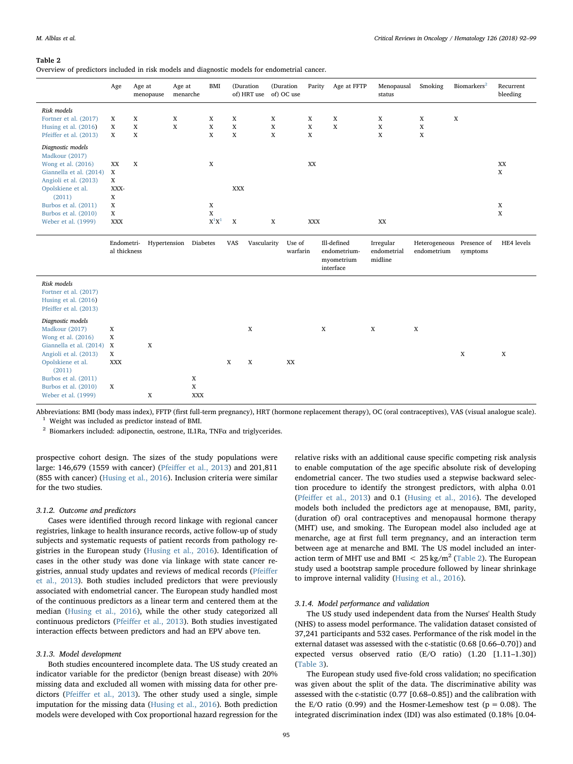**Table 2**
Overview of predictors included in risk models and diagnostic models for endometrial cancer.

| | Age | Age at menopause | Age at menarche | BMI | (Duration of) HRT use | (Duration of) OC use | Parity | Age at FFTP | Menopausal status | Smoking | Biomarkers[2] | Recurrent bleeding |
|---|---|---|---|---|---|---|---|---|---|---|---|---|
| *Risk models* | | | | | | | | | | | | |
| Fortner et al. (2017) | X | X | X | X | X | X | X | X | X | X | X | |
| Husing et al. (2016) | X | X | X | X | X | X | X | X | X | X | | |
| Pfeiffer et al. (2013) | X | X | | X | X | X | X | | X | X | | |
| *Diagnostic models* | | | | | | | | | | | | |
| Madkour (2017) | | | | | | | | | | | | |
| Wong et al. (2016) | XX | X | | X | | | XX | | | | | XX |
| Giannella et al. (2014) | X | | | | | | | | | | | X |
| Angioli et al. (2013) | X | | | | | | | | | | | |
| Opolskiene et al. (2011) | XXX-X | | | | XXX | | | | | | | |
| Burbos et al. (2011) | X | | | X | | | | | | | | X |
| Burbos et al. (2010) | X | | | X | | | | | | | | X |
| Weber et al. (1999) | XXX | | | X[1]X[1] | X | X | XXX | | XX | | | |

| | Endometrial thickness | Hypertension | Diabetes | VAS | Vascularity | Use of warfarin | Ill-defined endometrium-myometrium interface | Irregular endometrial midline | Heterogeneous endometrium | Presence of symptoms | HE4 levels |
|---|---|---|---|---|---|---|---|---|---|---|---|
| *Risk models* | | | | | | | | | | | |
| Fortner et al. (2017) | | | | | | | | | | | |
| Husing et al. (2016) | | | | | | | | | | | |
| Pfeiffer et al. (2013) | | | | | | | | | | | |
| *Diagnostic models* | | | | | | | | | | | |
| Madkour (2017) | X | | | | X | | X | X | X | | |
| Wong et al. (2016) | X | | | | | | | | | | |
| Giannella et al. (2014) | X | X | | | | | | | | | |
| Angioli et al. (2013) | X | | | | | | | | | X | X |
| Opolskiene et al. (2011) | XXX | | | X | X | XX | | | | | |
| Burbos et al. (2011) | | | X | | | | | | | | |
| Burbos et al. (2010) | X | | X | | | | | | | | |
| Weber et al. (1999) | | X | XXX | | | | | | | | |

Abbreviations: BMI (body mass index), FFTP (first full-term pregnancy), HRT (hormone replacement therapy), OC (oral contraceptives), VAS (visual analogue scale).
[1] Weight was included as predictor instead of BMI.
[2] Biomarkers included: adiponectin, oestrone, IL1Ra, TNFα and triglycerides.

prospective cohort design. The sizes of the study populations were large: 146,679 (1559 with cancer) (Pfeiffer et al., 2013) and 201,811 (855 with cancer) (Husing et al., 2016). Inclusion criteria were similar for the two studies.

#### 3.1.2. Outcome and predictors

Cases were identified through record linkage with regional cancer registries, linkage to health insurance records, active follow-up of study subjects and systematic requests of patient records from pathology registries in the European study (Husing et al., 2016). Identification of cases in the other study was done via linkage with state cancer registries, annual study updates and reviews of medical records (Pfeiffer et al., 2013). Both studies included predictors that were previously associated with endometrial cancer. The European study handled most of the continuous predictors as a linear term and centered them at the median (Husing et al., 2016), while the other study categorized all continuous predictors (Pfeiffer et al., 2013). Both studies investigated interaction effects between predictors and had an EPV above ten.

#### 3.1.3. Model development

Both studies encountered incomplete data. The US study created an indicator variable for the predictor (benign breast disease) with 20% missing data and excluded all women with missing data for other predictors (Pfeiffer et al., 2013). The other study used a single, simple imputation for the missing data (Husing et al., 2016). Both prediction models were developed with Cox proportional hazard regression for the relative risks with an additional cause specific competing risk analysis to enable computation of the age specific absolute risk of developing endometrial cancer. The two studies used a stepwise backward selection procedure to identify the strongest predictors, with alpha 0.01 (Pfeiffer et al., 2013) and 0.1 (Husing et al., 2016). The developed models both included the predictors age at menopause, BMI, parity, (duration of) oral contraceptives and menopausal hormone therapy (MHT) use, and smoking. The European model also included age at menarche, age at first full term pregnancy, and an interaction term between age at menarche and BMI. The US model included an interaction term of MHT use and BMI $< 25\,kg/m^2$ (Table 2). The European study used a bootstrap sample procedure followed by linear shrinkage to improve internal validity (Husing et al., 2016).

#### 3.1.4. Model performance and validation

The US study used independent data from the Nurses' Health Study (NHS) to assess model performance. The validation dataset consisted of 37,241 participants and 532 cases. Performance of the risk model in the external dataset was assessed with the c-statistic (0.68 [0.66–0.70]) and expected versus observed ratio (E/O ratio) (1.20 [1.11–1.30]) (Table 3).

The European study used five-fold cross validation; no specification was given about the split of the data. The discriminative ability was assessed with the c-statistic (0.77 [0.68–0.85]) and the calibration with the E/O ratio (0.99) and the Hosmer-Lemeshow test ($p = 0.08$). The integrated discrimination index (IDI) was also estimated (0.18% [0.04-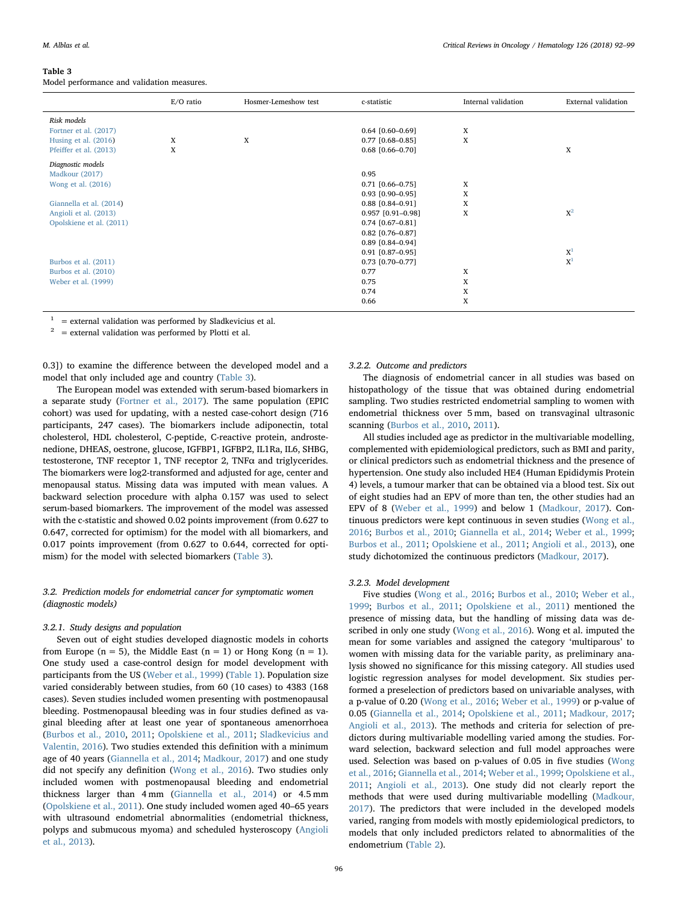**Table 3**
Model performance and validation measures.

| | E/O ratio | Hosmer-Lemeshow test | c-statistic | Internal validation | External validation |
|---|---|---|---|---|---|
| *Risk models* | | | | | |
| Fortner et al. (2017) | | | 0.64 [0.60–0.69] | X | |
| Husing et al. (2016) | X | X | 0.77 [0.68–0.85] | X | |
| Pfeiffer et al. (2013) | X | | 0.68 [0.66–0.70] | | X |
| *Diagnostic models* | | | | | |
| Madkour (2017) | | | 0.95 | | |
| Wong et al. (2016) | | | 0.71 [0.66–0.75] | X | |
| | | | 0.93 [0.90–0.95] | X | |
| Giannella et al. (2014) | | | 0.88 [0.84–0.91] | X | |
| Angioli et al. (2013) | | | 0.957 [0.91–0.98] | X | X[2] |
| Opolskiene et al. (2011) | | | 0.74 [0.67–0.81] | | |
| | | | 0.82 [0.76–0.87] | | |
| | | | 0.89 [0.84–0.94] | | |
| | | | 0.91 [0.87–0.95] | | X[1] |
| Burbos et al. (2011) | | | 0.73 [0.70–0.77] | | X[1] |
| Burbos et al. (2010) | | | 0.77 | X | |
| Weber et al. (1999) | | | 0.75 | X | |
| | | | 0.74 | X | |
| | | | 0.66 | X | |

[1] = external validation was performed by Sladkevicius et al.
[2] = external validation was performed by Plotti et al.

0.3]) to examine the difference between the developed model and a model that only included age and country (Table 3).

The European model was extended with serum-based biomarkers in a separate study (Fortner et al., 2017). The same population (EPIC cohort) was used for updating, with a nested case-cohort design (716 participants, 247 cases). The biomarkers include adiponectin, total cholesterol, HDL cholesterol, C-peptide, C-reactive protein, androstenedione, DHEAS, oestrone, glucose, IGFBP1, IGFBP2, IL1Ra, IL6, SHBG, testosterone, TNF receptor 1, TNF receptor 2, TNFα and triglycerides. The biomarkers were log2-transformed and adjusted for age, center and menopausal status. Missing data was imputed with mean values. A backward selection procedure with alpha 0.157 was used to select serum-based biomarkers. The improvement of the model was assessed with the c-statistic and showed 0.02 points improvement (from 0.627 to 0.647, corrected for optimism) for the model with all biomarkers, and 0.017 points improvement (from 0.627 to 0.644, corrected for optimism) for the model with selected biomarkers (Table 3).

### 3.2. Prediction models for endometrial cancer for symptomatic women (diagnostic models)

#### 3.2.1. Study designs and population

Seven out of eight studies developed diagnostic models in cohorts from Europe (n = 5), the Middle East (n = 1) or Hong Kong (n = 1). One study used a case-control design for model development with participants from the US (Weber et al., 1999) (Table 1). Population size varied considerably between studies, from 60 (10 cases) to 4383 (168 cases). Seven studies included women presenting with postmenopausal bleeding. Postmenopausal bleeding was in four studies defined as vaginal bleeding after at least one year of spontaneous amenorrhoea (Burbos et al., 2010, 2011; Opolskiene et al., 2011; Sladkevicius and Valentin, 2016). Two studies extended this definition with a minimum age of 40 years (Giannella et al., 2014; Madkour, 2017) and one study did not specify any definition (Wong et al., 2016). Two studies only included women with postmenopausal bleeding and endometrial thickness larger than 4 mm (Giannella et al., 2014) or 4.5 mm (Opolskiene et al., 2011). One study included women aged 40–65 years with ultrasound endometrial abnormalities (endometrial thickness, polyps and submucous myoma) and scheduled hysteroscopy (Angioli et al., 2013).

#### 3.2.2. Outcome and predictors

The diagnosis of endometrial cancer in all studies was based on histopathology of the tissue that was obtained during endometrial sampling. Two studies restricted endometrial sampling to women with endometrial thickness over 5 mm, based on transvaginal ultrasonic scanning (Burbos et al., 2010, 2011).

All studies included age as predictor in the multivariable modelling, complemented with epidemiological predictors, such as BMI and parity, or clinical predictors such as endometrial thickness and the presence of hypertension. One study also included HE4 (Human Epididymis Protein 4) levels, a tumour marker that can be obtained via a blood test. Six out of eight studies had an EPV of more than ten, the other studies had an EPV of 8 (Weber et al., 1999) and below 1 (Madkour, 2017). Continuous predictors were kept continuous in seven studies (Wong et al., 2016; Burbos et al., 2010; Giannella et al., 2014; Weber et al., 1999; Burbos et al., 2011; Opolskiene et al., 2011; Angioli et al., 2013), one study dichotomized the continuous predictors (Madkour, 2017).

#### 3.2.3. Model development

Five studies (Wong et al., 2016; Burbos et al., 2010; Weber et al., 1999; Burbos et al., 2011; Opolskiene et al., 2011) mentioned the presence of missing data, but the handling of missing data was described in only one study (Wong et al., 2016). Wong et al. imputed the mean for some variables and assigned the category 'multiparous' to women with missing data for the variable parity, as preliminary analysis showed no significance for this missing category. All studies used logistic regression analyses for model development. Six studies performed a preselection of predictors based on univariable analyses, with a p-value of 0.20 (Wong et al., 2016; Weber et al., 1999) or p-value of 0.05 (Giannella et al., 2014; Opolskiene et al., 2011; Madkour, 2017; Angioli et al., 2013). The methods and criteria for selection of predictors during multivariable modelling varied among the studies. Forward selection, backward selection and full model approaches were used. Selection was based on p-values of 0.05 in five studies (Wong et al., 2016; Giannella et al., 2014; Weber et al., 1999; Opolskiene et al., 2011; Angioli et al., 2013). One study did not clearly report the methods that were used during multivariable modelling (Madkour, 2017). The predictors that were included in the developed models varied, ranging from models with mostly epidemiological predictors, to models that only included predictors related to abnormalities of the endometrium (Table 2).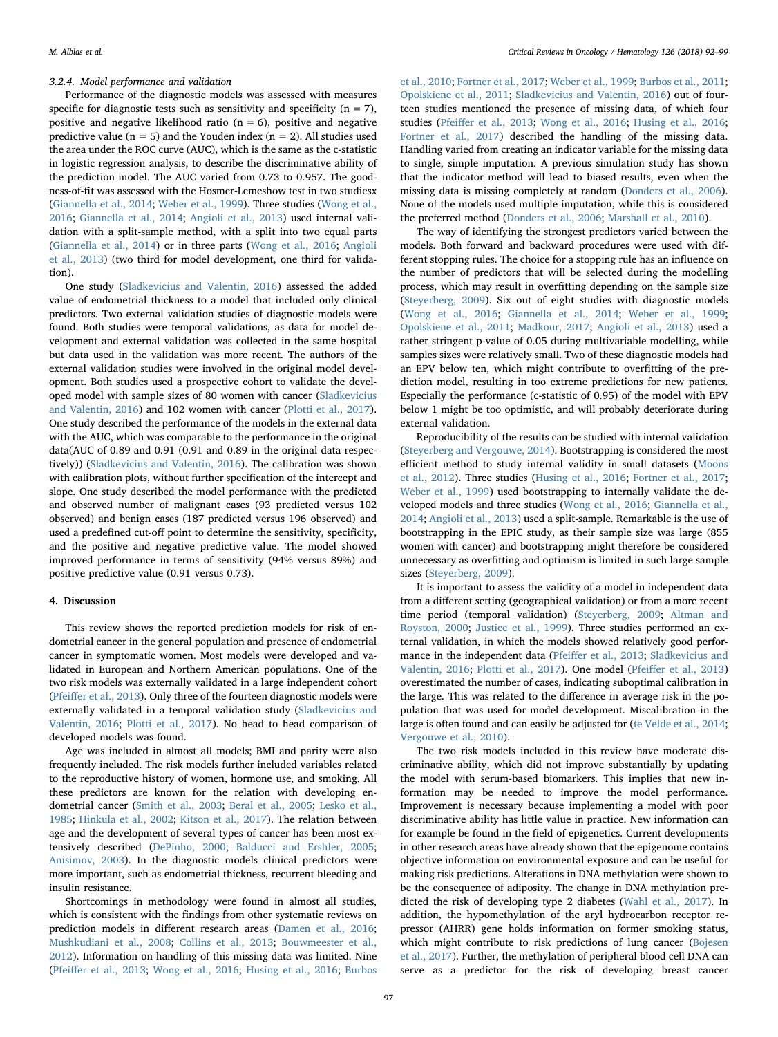#### 3.2.4. Model performance and validation

Performance of the diagnostic models was assessed with measures specific for diagnostic tests such as sensitivity and specificity (n = 7), positive and negative likelihood ratio (n = 6), positive and negative predictive value (n = 5) and the Youden index (n = 2). All studies used the area under the ROC curve (AUC), which is the same as the c-statistic in logistic regression analysis, to describe the discriminative ability of the prediction model. The AUC varied from 0.73 to 0.957. The goodness-of-fit was assessed with the Hosmer-Lemeshow test in two studiesx (Giannella et al., 2014; Weber et al., 1999). Three studies (Wong et al., 2016; Giannella et al., 2014; Angioli et al., 2013) used internal validation with a split-sample method, with a split into two equal parts (Giannella et al., 2014) or in three parts (Wong et al., 2016; Angioli et al., 2013) (two third for model development, one third for validation).

One study (Sladkevicius and Valentin, 2016) assessed the added value of endometrial thickness to a model that included only clinical predictors. Two external validation studies of diagnostic models were found. Both studies were temporal validations, as data for model development and external validation was collected in the same hospital but data used in the validation was more recent. The authors of the external validation studies were involved in the original model development. Both studies used a prospective cohort to validate the developed model with sample sizes of 80 women with cancer (Sladkevicius and Valentin, 2016) and 102 women with cancer (Plotti et al., 2017). One study described the performance of the models in the external data with the AUC, which was comparable to the performance in the original data(AUC of 0.89 and 0.91 (0.91 and 0.89 in the original data respectively)) (Sladkevicius and Valentin, 2016). The calibration was shown with calibration plots, without further specification of the intercept and slope. One study described the model performance with the predicted and observed number of malignant cases (93 predicted versus 102 observed) and benign cases (187 predicted versus 196 observed) and used a predefined cut-off point to determine the sensitivity, specificity, and the positive and negative predictive value. The model showed improved performance in terms of sensitivity (94% versus 89%) and positive predictive value (0.91 versus 0.73).

## 4. Discussion

This review shows the reported prediction models for risk of endometrial cancer in the general population and presence of endometrial cancer in symptomatic women. Most models were developed and validated in European and Northern American populations. One of the two risk models was externally validated in a large independent cohort (Pfeiffer et al., 2013). Only three of the fourteen diagnostic models were externally validated in a temporal validation study (Sladkevicius and Valentin, 2016; Plotti et al., 2017). No head to head comparison of developed models was found.

Age was included in almost all models; BMI and parity were also frequently included. The risk models further included variables related to the reproductive history of women, hormone use, and smoking. All these predictors are known for the relation with developing endometrial cancer (Smith et al., 2003; Beral et al., 2005; Lesko et al., 1985; Hinkula et al., 2002; Kitson et al., 2017). The relation between age and the development of several types of cancer has been most extensively described (DePinho, 2000; Balducci and Ershler, 2005; Anisimov, 2003). In the diagnostic models clinical predictors were more important, such as endometrial thickness, recurrent bleeding and insulin resistance.

Shortcomings in methodology were found in almost all studies, which is consistent with the findings from other systematic reviews on prediction models in different research areas (Damen et al., 2016; Mushkudiani et al., 2008; Collins et al., 2013; Bouwmeester et al., 2012). Information on handling of this missing data was limited. Nine (Pfeiffer et al., 2013; Wong et al., 2016; Husing et al., 2016; Burbos et al., 2010; Fortner et al., 2017; Weber et al., 1999; Burbos et al., 2011; Opolskiene et al., 2011; Sladkevicius and Valentin, 2016) out of fourteen studies mentioned the presence of missing data, of which four studies (Pfeiffer et al., 2013; Wong et al., 2016; Husing et al., 2016; Fortner et al., 2017) described the handling of the missing data. Handling varied from creating an indicator variable for the missing data to single, simple imputation. A previous simulation study has shown that the indicator method will lead to biased results, even when the missing data is missing completely at random (Donders et al., 2006). None of the models used multiple imputation, while this is considered the preferred method (Donders et al., 2006; Marshall et al., 2010).

The way of identifying the strongest predictors varied between the models. Both forward and backward procedures were used with different stopping rules. The choice for a stopping rule has an influence on the number of predictors that will be selected during the modelling process, which may result in overfitting depending on the sample size (Steyerberg, 2009). Six out of eight studies with diagnostic models (Wong et al., 2016; Giannella et al., 2014; Weber et al., 1999; Opolskiene et al., 2011; Madkour, 2017; Angioli et al., 2013) used a rather stringent p-value of 0.05 during multivariable modelling, while samples sizes were relatively small. Two of these diagnostic models had an EPV below ten, which might contribute to overfitting of the prediction model, resulting in too extreme predictions for new patients. Especially the performance (c-statistic of 0.95) of the model with EPV below 1 might be too optimistic, and will probably deteriorate during external validation.

Reproducibility of the results can be studied with internal validation (Steyerberg and Vergouwe, 2014). Bootstrapping is considered the most efficient method to study internal validity in small datasets (Moons et al., 2012). Three studies (Husing et al., 2016; Fortner et al., 2017; Weber et al., 1999) used bootstrapping to internally validate the developed models and three studies (Wong et al., 2016; Giannella et al., 2014; Angioli et al., 2013) used a split-sample. Remarkable is the use of bootstrapping in the EPIC study, as their sample size was large (855 women with cancer) and bootstrapping might therefore be considered unnecessary as overfitting and optimism is limited in such large sample sizes (Steyerberg, 2009).

It is important to assess the validity of a model in independent data from a different setting (geographical validation) or from a more recent time period (temporal validation) (Steyerberg, 2009; Altman and Royston, 2000; Justice et al., 1999). Three studies performed an external validation, in which the models showed relatively good performance in the independent data (Pfeiffer et al., 2013; Sladkevicius and Valentin, 2016; Plotti et al., 2017). One model (Pfeiffer et al., 2013) overestimated the number of cases, indicating suboptimal calibration in the large. This was related to the difference in average risk in the population that was used for model development. Miscalibration in the large is often found and can easily be adjusted for (te Velde et al., 2014; Vergouwe et al., 2010).

The two risk models included in this review have moderate discriminative ability, which did not improve substantially by updating the model with serum-based biomarkers. This implies that new information may be needed to improve the model performance. Improvement is necessary because implementing a model with poor discriminative ability has little value in practice. New information can for example be found in the field of epigenetics. Current developments in other research areas have already shown that the epigenome contains objective information on environmental exposure and can be useful for making risk predictions. Alterations in DNA methylation were shown to be the consequence of adiposity. The change in DNA methylation predicted the risk of developing type 2 diabetes (Wahl et al., 2017). In addition, the hypomethylation of the aryl hydrocarbon receptor repressor (AHRR) gene holds information on former smoking status, which might contribute to risk predictions of lung cancer (Bojesen et al., 2017). Further, the methylation of peripheral blood cell DNA can serve as a predictor for the risk of developing breast cancer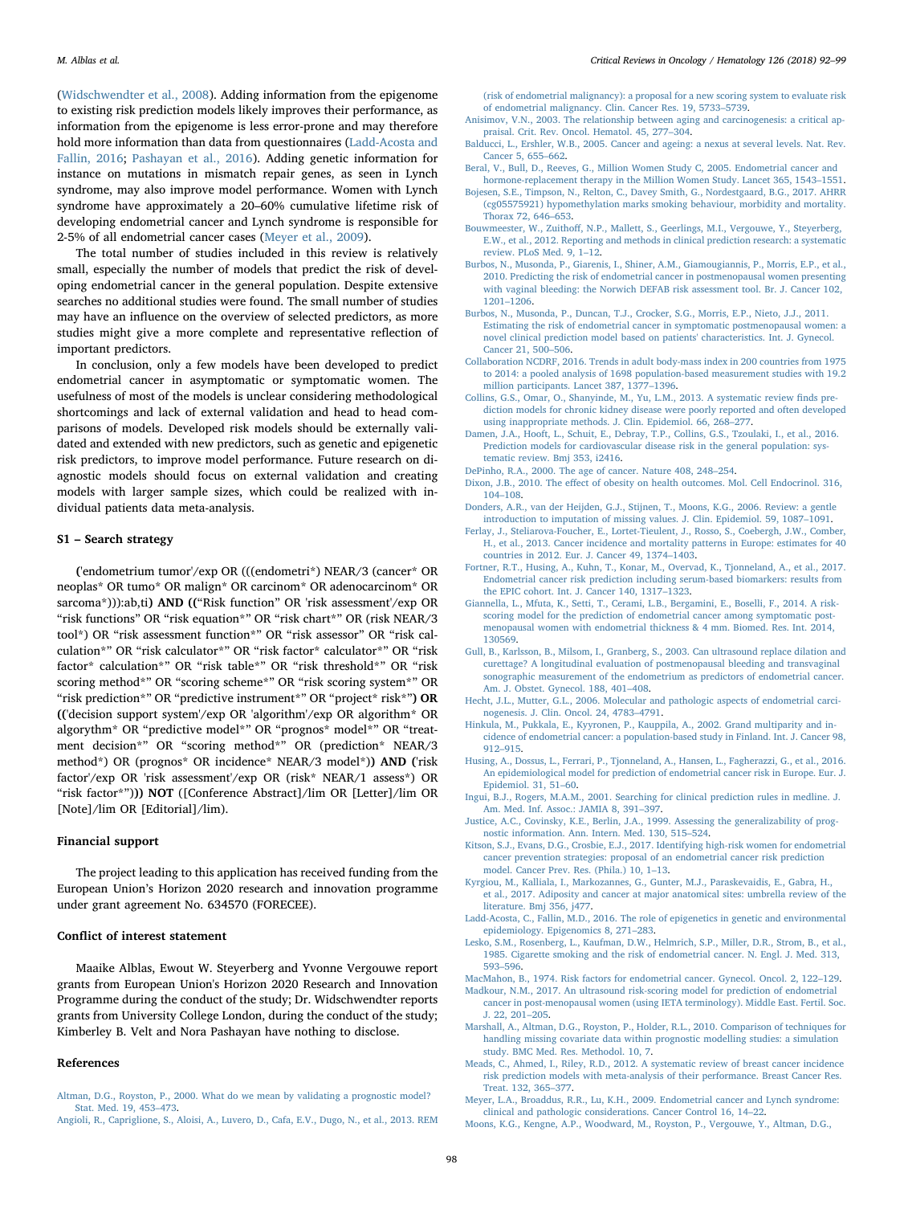(Widschwendter et al., 2008). Adding information from the epigenome to existing risk prediction models likely improves their performance, as information from the epigenome is less error-prone and may therefore hold more information than data from questionnaires (Ladd-Acosta and Fallin, 2016; Pashayan et al., 2016). Adding genetic information for instance on mutations in mismatch repair genes, as seen in Lynch syndrome, may also improve model performance. Women with Lynch syndrome have approximately a 20–60% cumulative lifetime risk of developing endometrial cancer and Lynch syndrome is responsible for 2-5% of all endometrial cancer cases (Meyer et al., 2009).

The total number of studies included in this review is relatively small, especially the number of models that predict the risk of developing endometrial cancer in the general population. Despite extensive searches no additional studies were found. The small number of studies may have an influence on the overview of selected predictors, as more studies might give a more complete and representative reflection of important predictors.

In conclusion, only a few models have been developed to predict endometrial cancer in asymptomatic or symptomatic women. The usefulness of most of the models is unclear considering methodological shortcomings and lack of external validation and head to head comparisons of models. Developed risk models should be externally validated and extended with new predictors, such as genetic and epigenetic risk predictors, to improve model performance. Future research on diagnostic models should focus on external validation and creating models with larger sample sizes, which could be realized with individual patients data meta-analysis.

## S1 – Search strategy

**(**'endometrium tumor'/exp OR (((endometri* NEAR/3 (cancer* OR neoplas* OR tumo* OR malign* OR carcinom* OR adenocarcinom* OR sarcoma*))):ab,ti**) AND ((**"Risk function" OR 'risk assessment'/exp OR "risk functions" OR "risk equation*" OR "risk chart*" OR (risk NEAR/3 tool*) OR "risk assessment function*" OR "risk assessor" OR "risk calculation*" OR "risk calculator*" OR "risk factor* calculator*" OR "risk factor* calculation*" OR "risk table*" OR "risk threshold*" OR "risk scoring method*" OR "scoring scheme*" OR "risk scoring system*" OR "risk prediction*" OR "predictive instrument*" OR "project* risk*"**) OR ((**'decision support system'/exp OR 'algorithm'/exp OR algorithm* OR algorythm* OR "predictive model*" OR "prognos* model*" OR "treatment decision*" OR "scoring method*" OR (prediction* NEAR/3 method*) OR (prognos* OR incidence* NEAR/3 model*)**) AND (**'risk factor'/exp OR 'risk assessment'/exp OR (risk* NEAR/1 assess*) OR "risk factor*"**))) NOT** ([Conference Abstract]/lim OR [Letter]/lim OR [Note]/lim OR [Editorial]/lim).

## Financial support

The project leading to this application has received funding from the European Union's Horizon 2020 research and innovation programme under grant agreement No. 634570 (FORECEE).

## Conflict of interest statement

Maaike Alblas, Ewout W. Steyerberg and Yvonne Vergouwe report grants from European Union's Horizon 2020 Research and Innovation Programme during the conduct of the study; Dr. Widschwendter reports grants from University College London, during the conduct of the study; Kimberley B. Velt and Nora Pashayan have nothing to disclose.

## References

Altman, D.G., Royston, P., 2000. What do we mean by validating a prognostic model? Stat. Med. 19, 453–473.

Angioli, R., Capriglione, S., Aloisi, A., Luvero, D., Cafa, E.V., Dugo, N., et al., 2013. REM (risk of endometrial malignancy): a proposal for a new scoring system to evaluate risk of endometrial malignancy. Clin. Cancer Res. 19, 5733–5739.

Anisimov, V.N., 2003. The relationship between aging and carcinogenesis: a critical appraisal. Crit. Rev. Oncol. Hematol. 45, 277–304.

Balducci, L., Ershler, W.B., 2005. Cancer and ageing: a nexus at several levels. Nat. Rev. Cancer 5, 655–662.

Beral, V., Bull, D., Reeves, G., Million Women Study C, 2005. Endometrial cancer and hormone-replacement therapy in the Million Women Study. Lancet 365, 1543–1551.

Bojesen, S.E., Timpson, N., Relton, C., Davey Smith, G., Nordestgaard, B.G., 2017. AHRR (cg05575921) hypomethylation marks smoking behaviour, morbidity and mortality. Thorax 72, 646–653.

Bouwmeester, W., Zuithoff, N.P., Mallett, S., Geerlings, M.I., Vergouwe, Y., Steyerberg, E.W., et al., 2012. Reporting and methods in clinical prediction research: a systematic review. PLoS Med. 9, 1–12.

Burbos, N., Musonda, P., Giarenis, I., Shiner, A.M., Giamougiannis, P., Morris, E.P., et al., 2010. Predicting the risk of endometrial cancer in postmenopausal women presenting with vaginal bleeding: the Norwich DEFAB risk assessment tool. Br. J. Cancer 102, 1201–1206.

Burbos, N., Musonda, P., Duncan, T.J., Crocker, S.G., Morris, E.P., Nieto, J.J., 2011. Estimating the risk of endometrial cancer in symptomatic postmenopausal women: a novel clinical prediction model based on patients' characteristics. Int. J. Gynecol. Cancer 21, 500–506.

Collaboration NCDRF, 2016. Trends in adult body-mass index in 200 countries from 1975 to 2014: a pooled analysis of 1698 population-based measurement studies with 19.2 million participants. Lancet 387, 1377–1396.

Collins, G.S., Omar, O., Shanyinde, M., Yu, L.M., 2013. A systematic review finds prediction models for chronic kidney disease were poorly reported and often developed using inappropriate methods. J. Clin. Epidemiol. 66, 268–277.

Damen, J.A., Hooft, L., Schuit, E., Debray, T.P., Collins, G.S., Tzoulaki, I., et al., 2016. Prediction models for cardiovascular disease risk in the general population: systematic review. Bmj 353, i2416.

DePinho, R.A., 2000. The age of cancer. Nature 408, 248–254.

Dixon, J.B., 2010. The effect of obesity on health outcomes. Mol. Cell Endocrinol. 316, 104–108.

Donders, A.R., van der Heijden, G.J., Stijnen, T., Moons, K.G., 2006. Review: a gentle introduction to imputation of missing values. J. Clin. Epidemiol. 59, 1087–1091.

Ferlay, J., Steliarova-Foucher, E., Lortet-Tieulent, J., Rosso, S., Coebergh, J.W., Comber, H., et al., 2013. Cancer incidence and mortality patterns in Europe: estimates for 40 countries in 2012. Eur. J. Cancer 49, 1374–1403.

Fortner, R.T., Husing, A., Kuhn, T., Konar, M., Overvad, K., Tjonneland, A., et al., 2017. Endometrial cancer risk prediction including serum-based biomarkers: results from the EPIC cohort. Int. J. Cancer 140, 1317–1323.

Giannella, L., Mfuta, K., Setti, T., Cerami, L.B., Bergamini, E., Boselli, F., 2014. A risk-scoring model for the prediction of endometrial cancer among symptomatic postmenopausal women with endometrial thickness & 4 mm. Biomed. Res. Int. 2014, 130569.

Gull, B., Karlsson, B., Milsom, I., Granberg, S., 2003. Can ultrasound replace dilation and curettage? A longitudinal evaluation of postmenopausal bleeding and transvaginal sonographic measurement of the endometrium as predictors of endometrial cancer. Am. J. Obstet. Gynecol. 188, 401–408.

Hecht, J.L., Mutter, G.L., 2006. Molecular and pathologic aspects of endometrial carcinogenesis. J. Clin. Oncol. 24, 4783–4791.

Hinkula, M., Pukkala, E., Kyyronen, P., Kauppila, A., 2002. Grand multiparity and incidence of endometrial cancer: a population-based study in Finland. Int. J. Cancer 98, 912–915.

Husing, A., Dossus, L., Ferrari, P., Tjonneland, A., Hansen, L., Fagherazzi, G., et al., 2016. An epidemiological model for prediction of endometrial cancer risk in Europe. Eur. J. Epidemiol. 31, 51–60.

Ingui, B.J., Rogers, M.A.M., 2001. Searching for clinical prediction rules in medline. J. Am. Med. Inf. Assoc.: JAMIA 8, 391–397.

Justice, A.C., Covinsky, K.E., Berlin, J.A., 1999. Assessing the generalizability of prognostic information. Ann. Intern. Med. 130, 515–524.

Kitson, S.J., Evans, D.G., Crosbie, E.J., 2017. Identifying high-risk women for endometrial cancer prevention strategies: proposal of an endometrial cancer risk prediction model. Cancer Prev. Res. (Phila.) 10, 1–13.

Kyrgiou, M., Kalliala, I., Markozannes, G., Gunter, M.J., Paraskevaidis, E., Gabra, H., et al., 2017. Adiposity and cancer at major anatomical sites: umbrella review of the literature. Bmj 356, j477.

Ladd-Acosta, C., Fallin, M.D., 2016. The role of epigenetics in genetic and environmental epidemiology. Epigenomics 8, 271–283.

Lesko, S.M., Rosenberg, L., Kaufman, D.W., Helmrich, S.P., Miller, D.R., Strom, B., et al., 1985. Cigarette smoking and the risk of endometrial cancer. N. Engl. J. Med. 313, 593–596.

MacMahon, B., 1974. Risk factors for endometrial cancer. Gynecol. Oncol. 2, 122–129.

Madkour, N.M., 2017. An ultrasound risk-scoring model for prediction of endometrial cancer in post-menopausal women (using IETA terminology). Middle East. Fertil. Soc. J. 22, 201–205.

Marshall, A., Altman, D.G., Royston, P., Holder, R.L., 2010. Comparison of techniques for handling missing covariate data within prognostic modelling studies: a simulation study. BMC Med. Res. Methodol. 10, 7.

Meads, C., Ahmed, I., Riley, R.D., 2012. A systematic review of breast cancer incidence risk prediction models with meta-analysis of their performance. Breast Cancer Res. Treat. 132, 365–377.

Meyer, L.A., Broaddus, R.R., Lu, K.H., 2009. Endometrial cancer and Lynch syndrome: clinical and pathologic considerations. Cancer Control 16, 14–22.

Moons, K.G., Kengne, A.P., Woodward, M., Royston, P., Vergouwe, Y., Altman, D.G.,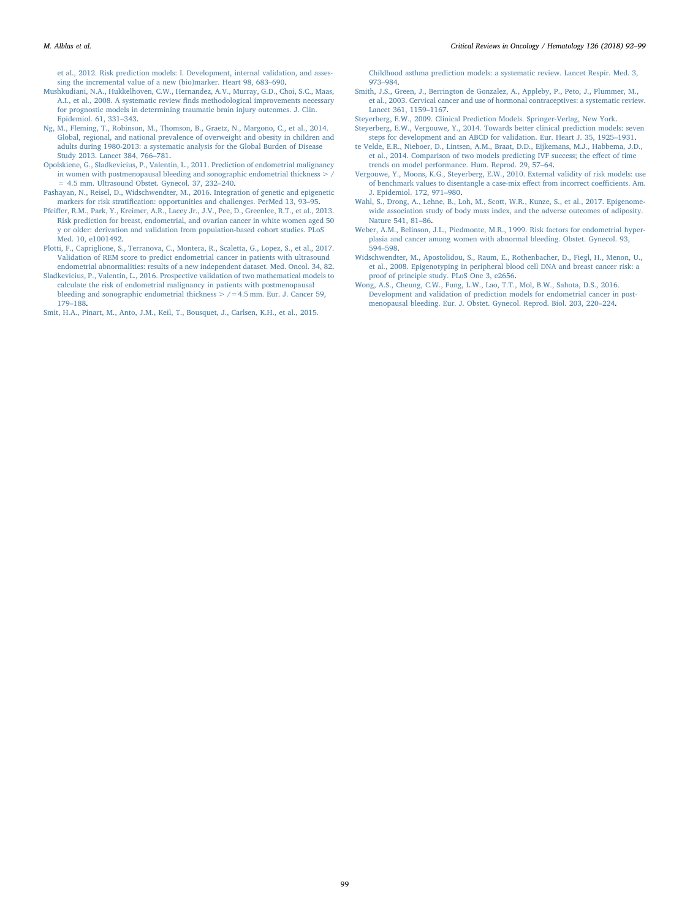et al., 2012. Risk prediction models: I. Development, internal validation, and assessing the incremental value of a new (bio)marker. Heart 98, 683–690.

Mushkudiani, N.A., Hukkelhoven, C.W., Hernandez, A.V., Murray, G.D., Choi, S.C., Maas, A.I., et al., 2008. A systematic review finds methodological improvements necessary for prognostic models in determining traumatic brain injury outcomes. J. Clin. Epidemiol. 61, 331–343.

Ng, M., Fleming, T., Robinson, M., Thomson, B., Graetz, N., Margono, C., et al., 2014. Global, regional, and national prevalence of overweight and obesity in children and adults during 1980-2013: a systematic analysis for the Global Burden of Disease Study 2013. Lancet 384, 766–781.

Opolskiene, G., Sladkevicius, P., Valentin, L., 2011. Prediction of endometrial malignancy in women with postmenopausal bleeding and sonographic endometrial thickness > / = 4.5 mm. Ultrasound Obstet. Gynecol. 37, 232–240.

Pashayan, N., Reisel, D., Widschwendter, M., 2016. Integration of genetic and epigenetic markers for risk stratification: opportunities and challenges. PerMed 13, 93–95.

Pfeiffer, R.M., Park, Y., Kreimer, A.R., Lacey Jr., J.V., Pee, D., Greenlee, R.T., et al., 2013. Risk prediction for breast, endometrial, and ovarian cancer in white women aged 50 y or older: derivation and validation from population-based cohort studies. PLoS Med. 10, e1001492.

Plotti, F., Capriglione, S., Terranova, C., Montera, R., Scaletta, G., Lopez, S., et al., 2017. Validation of REM score to predict endometrial cancer in patients with ultrasound endometrial abnormalities: results of a new independent dataset. Med. Oncol. 34, 82.

Sladkevicius, P., Valentin, L., 2016. Prospective validation of two mathematical models to calculate the risk of endometrial malignancy in patients with postmenopausal bleeding and sonographic endometrial thickness > / = 4.5 mm. Eur. J. Cancer 59, 179–188.

Smit, H.A., Pinart, M., Anto, J.M., Keil, T., Bousquet, J., Carlsen, K.H., et al., 2015. Childhood asthma prediction models: a systematic review. Lancet Respir. Med. 3, 973–984.

Smith, J.S., Green, J., Berrington de Gonzalez, A., Appleby, P., Peto, J., Plummer, M., et al., 2003. Cervical cancer and use of hormonal contraceptives: a systematic review. Lancet 361, 1159–1167.

Steyerberg, E.W., 2009. Clinical Prediction Models. Springer-Verlag, New York.

Steyerberg, E.W., Vergouwe, Y., 2014. Towards better clinical prediction models: seven steps for development and an ABCD for validation. Eur. Heart J. 35, 1925–1931.

te Velde, E.R., Nieboer, D., Lintsen, A.M., Braat, D.D., Eijkemans, M.J., Habbema, J.D., et al., 2014. Comparison of two models predicting IVF success; the effect of time trends on model performance. Hum. Reprod. 29, 57–64.

Vergouwe, Y., Moons, K.G., Steyerberg, E.W., 2010. External validity of risk models: use of benchmark values to disentangle a case-mix effect from incorrect coefficients. Am. J. Epidemiol. 172, 971–980.

Wahl, S., Drong, A., Lehne, B., Loh, M., Scott, W.R., Kunze, S., et al., 2017. Epigenome-wide association study of body mass index, and the adverse outcomes of adiposity. Nature 541, 81–86.

Weber, A.M., Belinson, J.L., Piedmonte, M.R., 1999. Risk factors for endometrial hyperplasia and cancer among women with abnormal bleeding. Obstet. Gynecol. 93, 594–598.

Widschwendter, M., Apostolidou, S., Raum, E., Rothenbacher, D., Fiegl, H., Menon, U., et al., 2008. Epigenotyping in peripheral blood cell DNA and breast cancer risk: a proof of principle study. PLoS One 3, e2656.

Wong, A.S., Cheung, C.W., Fung, L.W., Lao, T.T., Mol, B.W., Sahota, D.S., 2016. Development and validation of prediction models for endometrial cancer in postmenopausal bleeding. Eur. J. Obstet. Gynecol. Reprod. Biol. 203, 220–224.